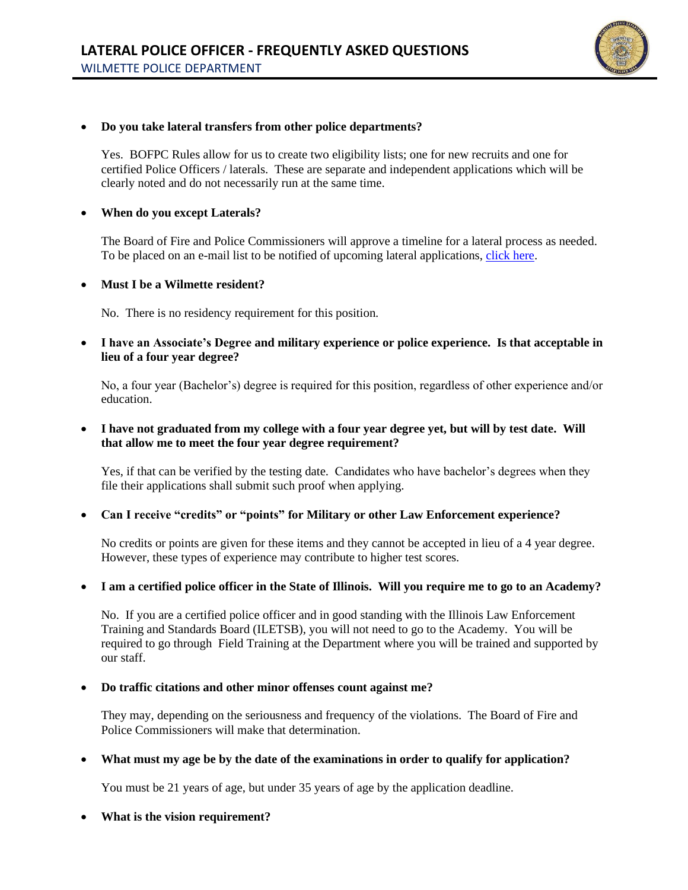# LATERAL POLICE OFFICER - FREQUENTLY ASKED QUESTIONS

WILMETTE POLICE DEPARTMENT

- **Do you take lateral transfers from other police departments?**

  Yes. BOFPC Rules allow for us to create two eligibility lists; one for new recruits and one for certified Police Officers / laterals. These are separate and independent applications which will be clearly noted and do not necessarily run at the same time.

- **When do you except Laterals?**

  The Board of Fire and Police Commissioners will approve a timeline for a lateral process as needed. To be placed on an e-mail list to be notified of upcoming lateral applications, click here.

- **Must I be a Wilmette resident?**

  No. There is no residency requirement for this position.

- **I have an Associate's Degree and military experience or police experience. Is that acceptable in lieu of a four year degree?**

  No, a four year (Bachelor's) degree is required for this position, regardless of other experience and/or education.

- **I have not graduated from my college with a four year degree yet, but will by test date. Will that allow me to meet the four year degree requirement?**

  Yes, if that can be verified by the testing date. Candidates who have bachelor's degrees when they file their applications shall submit such proof when applying.

- **Can I receive "credits" or "points" for Military or other Law Enforcement experience?**

  No credits or points are given for these items and they cannot be accepted in lieu of a 4 year degree. However, these types of experience may contribute to higher test scores.

- **I am a certified police officer in the State of Illinois. Will you require me to go to an Academy?**

  No. If you are a certified police officer and in good standing with the Illinois Law Enforcement Training and Standards Board (ILETSB), you will not need to go to the Academy. You will be required to go through Field Training at the Department where you will be trained and supported by our staff.

- **Do traffic citations and other minor offenses count against me?**

  They may, depending on the seriousness and frequency of the violations. The Board of Fire and Police Commissioners will make that determination.

- **What must my age be by the date of the examinations in order to qualify for application?**

  You must be 21 years of age, but under 35 years of age by the application deadline.

- **What is the vision requirement?**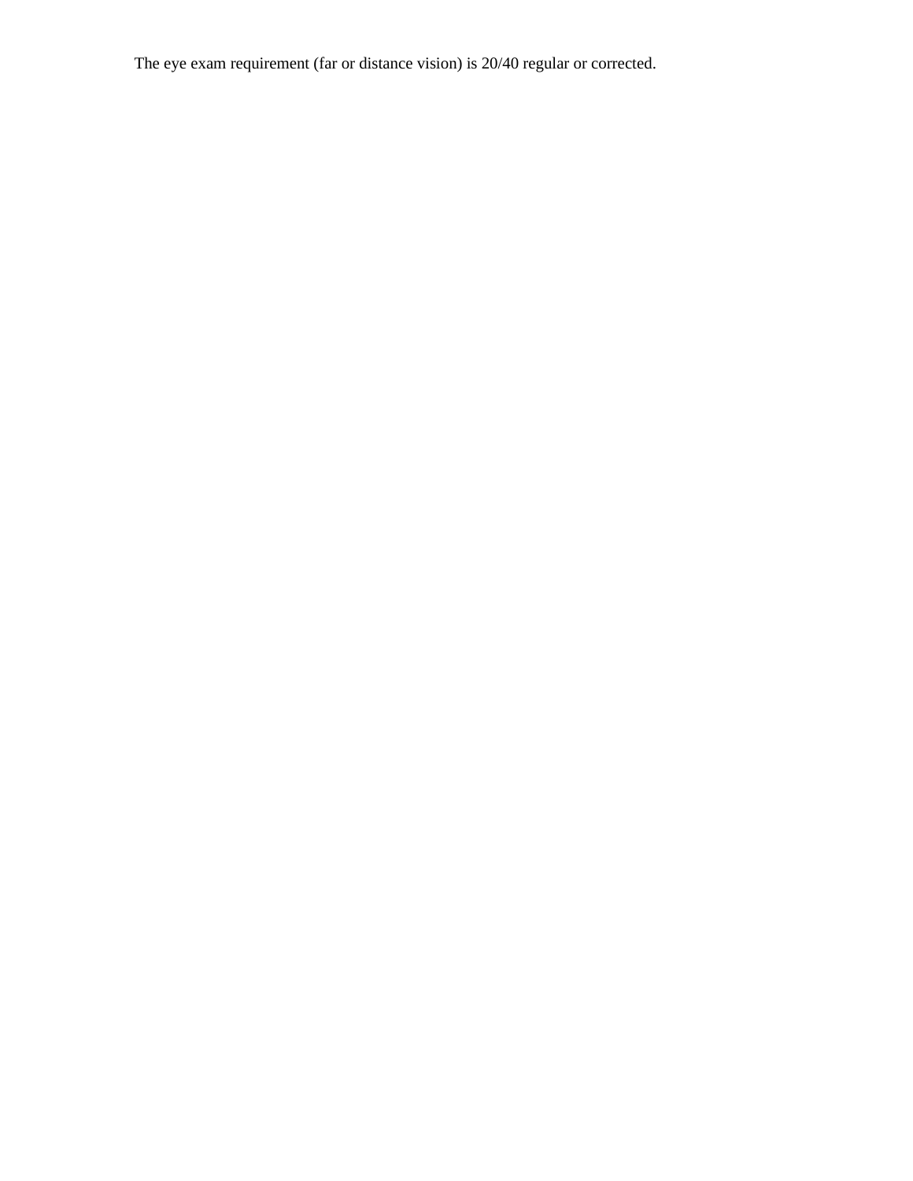The eye exam requirement (far or distance vision) is 20/40 regular or corrected.